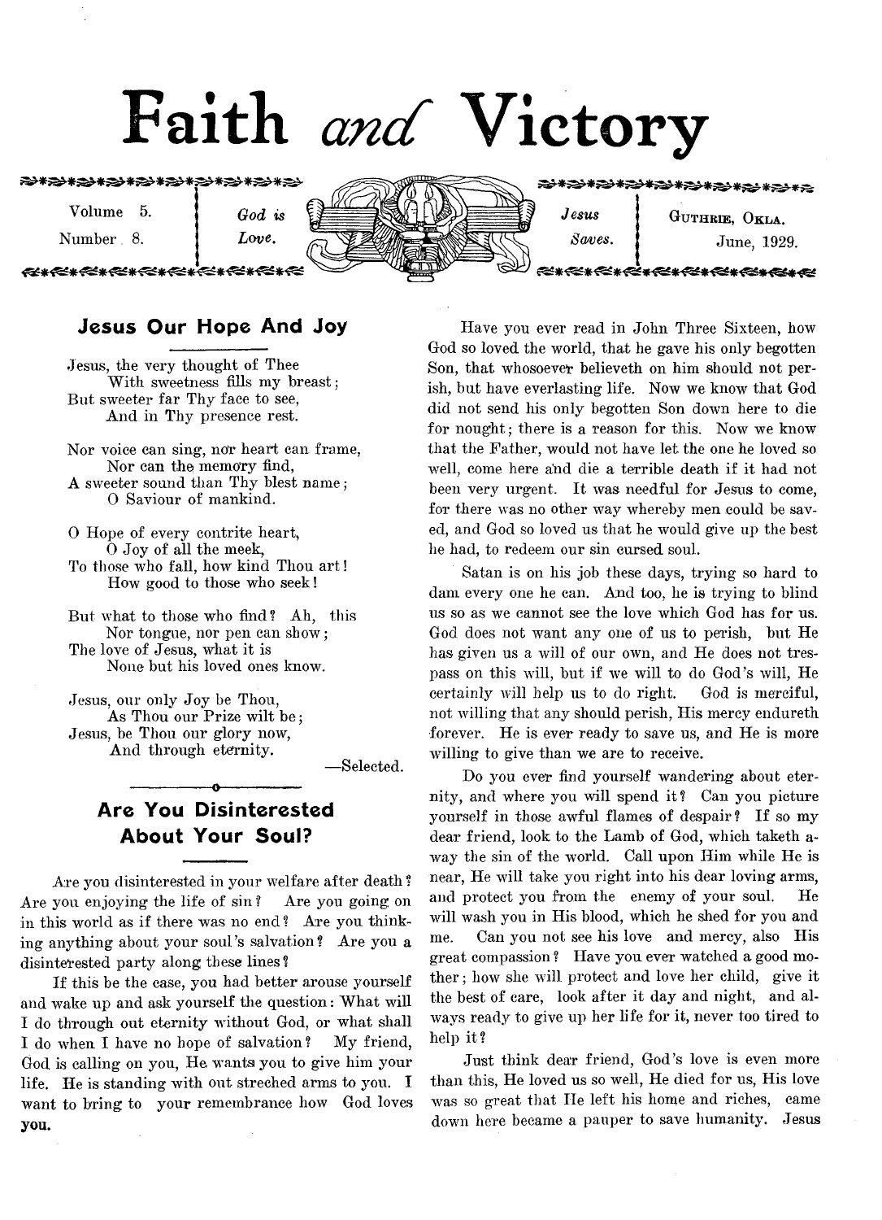# Faith *and* Victory

Volume 5. Number 8. — *God is Love.* — *Jesus Saves.* — Guthrie, Okla. June, 1929.

## Jesus Our Hope And Joy

Jesus, the very thought of Thee
With sweetness fills my breast;
But sweeter far Thy face to see,
And in Thy presence rest.

Nor voice can sing, nor heart can frame,
Nor can the memory find,
A sweeter sound than Thy blest name;
O Saviour of mankind.

O Hope of every contrite heart,
O Joy of all the meek,
To those who fall, how kind Thou art!
How good to those who seek!

But what to those who find? Ah, this
Nor tongue, nor pen can show;
The love of Jesus, what it is
None but his loved ones know.

Jesus, our only Joy be Thou,
As Thou our Prize wilt be;
Jesus, be Thou our glory now,
And through eternity.

—Selected.

## Are You Disinterested About Your Soul?

Are you disinterested in your welfare after death? Are you enjoying the life of sin? Are you going on in this world as if there was no end? Are you thinking anything about your soul's salvation? Are you a disinterested party along these lines?

If this be the case, you had better arouse yourself and wake up and ask yourself the question: What will I do through out eternity without God, or what shall I do when I have no hope of salvation? My friend, God is calling on you, He wants you to give him your life. He is standing with out streched arms to you. I want to bring to your remembrance how God loves **you.**

Have you ever read in John Three Sixteen, how God so loved the world, that he gave his only begotten Son, that whosoever believeth on him should not perish, but have everlasting life. Now we know that God did not send his only begotten Son down here to die for nought; there is a reason for this. Now we know that the Father, would not have let the one he loved so well, come here and die a terrible death if it had not been very urgent. It was needful for Jesus to come, for there was no other way whereby men could be saved, and God so loved us that he would give up the best he had, to redeem our sin cursed soul.

Satan is on his job these days, trying so hard to dam every one he can. And too, he is trying to blind us so as we cannot see the love which God has for us. God does not want any one of us to perish, but He has given us a will of our own, and He does not trespass on this will, but if we will to do God's will, He certainly will help us to do right. God is merciful, not willing that any should perish, His mercy endureth forever. He is ever ready to save us, and He is more willing to give than we are to receive.

Do you ever find yourself wandering about eternity, and where you will spend it? Can you picture yourself in those awful flames of despair? If so my dear friend, look to the Lamb of God, which taketh away the sin of the world. Call upon Him while He is near, He will take you right into his dear loving arms, and protect you from the enemy of your soul. He will wash you in His blood, which he shed for you and me. Can you not see his love and mercy, also His great compassion? Have you ever watched a good mother; how she will protect and love her child, give it the best of care, look after it day and night, and always ready to give up her life for it, never too tired to help it?

Just think dear friend, God's love is even more than this, He loved us so well, He died for us, His love was so great that He left his home and riches, came down here became a pauper to save humanity. Jesus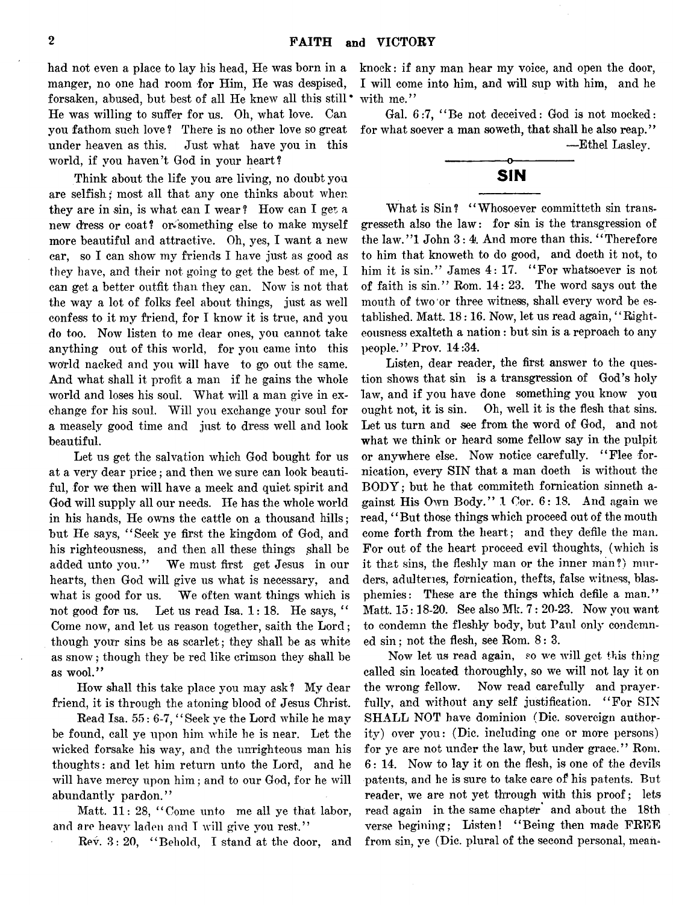had not even a place to lay his head, He was born in a manger, no one had room for Him, He was despised, forsaken, abused, but best of all He knew all this still He was willing to suffer for us. Oh, what love. Can you fathom such love? There is no other love so great under heaven as this. Just what have you in this world, if you haven't God in your heart?

Think about the life you are living, no doubt you are selfish; most all that any one thinks about when they are in sin, is what can I wear? How can I get a new dress or coat? or something else to make myself more beautiful and attractive. Oh, yes, I want a new car, so I can show my friends I have just as good as they have, and their not going to get the best of me, I can get a better outfit than they can. Now is not that the way a lot of folks feel about things, just as well confess to it my friend, for I know it is true, and you do too. Now listen to me dear ones, you cannot take anything out of this world, for you came into this world nacked and you will have to go out the same. And what shall it profit a man if he gains the whole world and loses his soul. What will a man give in exchange for his soul. Will you exchange your soul for a measely good time and just to dress well and look beautiful.

Let us get the salvation which God bought for us at a very dear price; and then we sure can look beautiful, for we then will have a meek and quiet spirit and God will supply all our needs. He has the whole world in his hands, He owns the cattle on a thousand hills; but He says, "Seek ye first the kingdom of God, and his righteousness, and then all these things shall be added unto you." We must first get Jesus in our hearts, then God will give us what is necessary, and what is good for us. We often want things which is not good for us. Let us read Isa. 1: 18. He says, " Come now, and let us reason together, saith the Lord; though your sins be as scarlet; they shall be as white as snow; though they be red like crimson they shall be as wool."

How shall this take place you may ask? My dear friend, it is through the atoning blood of Jesus Christ.

Read Isa. 55: 6-7, "Seek ye the Lord while he may be found, call ye upon him while he is near. Let the wicked forsake his way, and the unrighteous man his thoughts: and let him return unto the Lord, and he will have mercy upon him; and to our God, for he will abundantly pardon."

Matt. 11: 28, "Come unto me all ye that labor, and are heavy laden and I will give you rest."

Rev. 3: 20, "Behold, I stand at the door, and knock: if any man hear my voice, and open the door, I will come into him, and will sup with him, and he with me."

Gal. 6:7, "Be not deceived: God is not mocked: for whatsoever a man soweth, that shall he also reap."

—Ethel Lasley.

## SIN

What is Sin? "Whosoever committeth sin transgresseth also the law: for sin is the transgression of the law."1 John 3: 4. And more than this. "Therefore to him that knoweth to do good, and doeth it not, to him it is sin." James 4: 17. "For whatsoever is not of faith is sin." Rom. 14: 23. The word says out the mouth of two or three witness, shall every word be established. Matt. 18: 16. Now, let us read again, "Righteousness exalteth a nation: but sin is a reproach to any people." Prov. 14:34.

Listen, dear reader, the first answer to the question shows that sin is a transgression of God's holy law, and if you have done something you know you ought not, it is sin. Oh, well it is the flesh that sins. Let us turn and see from the word of God, and not what we think or heard some fellow say in the pulpit or anywhere else. Now notice carefully. "Flee fornication, every SIN that a man doeth is without the BODY; but he that commiteth fornication sinneth against His Own Body." 1 Cor. 6: 18. And again we read, "But those things which proceed out of the mouth come forth from the heart; and they defile the man. For out of the heart proceed evil thoughts, (which is it that sins, the fleshly man or the inner man?) murders, adulteries, fornication, thefts, false witness, blasphemies: These are the things which defile a man." Matt. 15: 18-20. See also Mk. 7: 20-23. Now you want to condemn the fleshly body, but Paul only condemned sin; not the flesh, see Rom. 8: 3.

Now let us read again, so we will get this thing called sin located thoroughly, so we will not lay it on the wrong fellow. Now read carefully and prayerfully, and without any self justification. "For SIN SHALL NOT have dominion (Dic. sovereign authority) over you: (Dic. including one or more persons) for ye are not under the law, but under grace." Rom. 6: 14. Now to lay it on the flesh, is one of the devils patents, and he is sure to take care of his patents. But reader, we are not yet through with this proof; lets read again in the same chapter and about the 18th verse begining; Listen! "Being then made FREE from sin, ye (Dic. plural of the second personal, mean-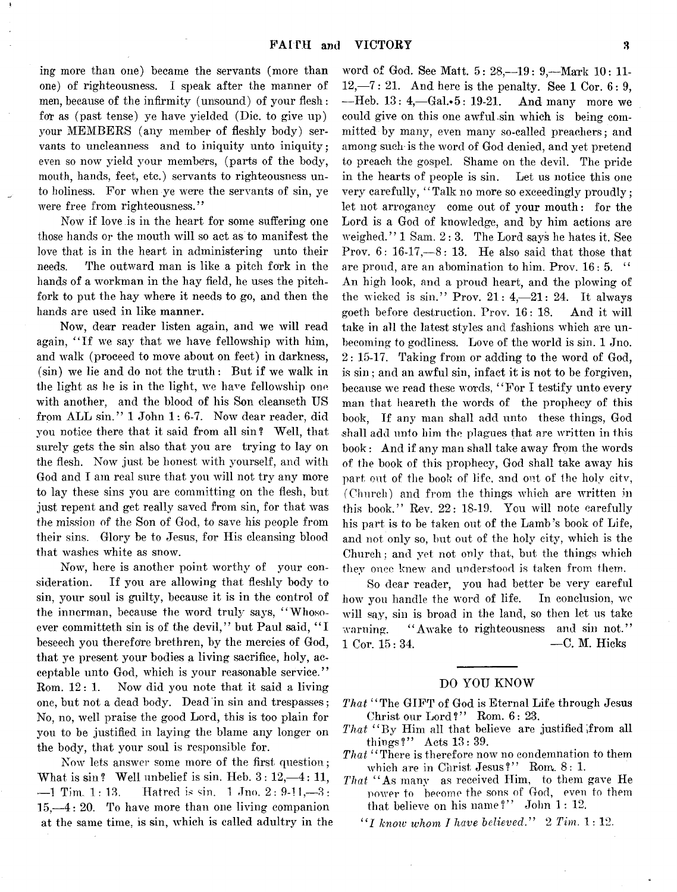ing more than one) became the servants (more than one) of righteousness. I speak after the manner of men, because of the infirmity (unsound) of your flesh: for as (past tense) ye have yielded (Dic. to give up) your MEMBERS (any member of fleshly body) servants to uncleanness and to iniquity unto iniquity; even so now yield your members, (parts of the body, mouth, hands, feet, etc.) servants to righteousness unto holiness. For when ye were the servants of sin, ye were free from righteousness."

Now if love is in the heart for some suffering one those hands or the mouth will so act as to manifest the love that is in the heart in administering unto their needs. The outward man is like a pitch fork in the hands of a workman in the hay field, he uses the pitchfork to put the hay where it needs to go, and then the hands are used in like manner.

Now, dear reader listen again, and we will read again, "If we say that we have fellowship with him, and walk (proceed to move about on feet) in darkness, (sin) we lie and do not the truth: But if we walk in the light as he is in the light, we have fellowship one with another, and the blood of his Son cleanseth US from ALL sin." 1 John 1: 6-7. Now dear reader, did you notice there that it said from all sin? Well, that surely gets the sin also that you are trying to lay on the flesh. Now just be honest with yourself, and with God and I am real sure that you will not try any more to lay these sins you are committing on the flesh, but just repent and get really saved from sin, for that was the mission of the Son of God, to save his people from their sins. Glory be to Jesus, for His cleansing blood that washes white as snow.

Now, here is another point worthy of your consideration. If you are allowing that fleshly body to sin, your soul is guilty, because it is in the control of the innerman, because the word truly says, "Whosoever committeth sin is of the devil," but Paul said, "I beseech you therefore brethren, by the mercies of God, that ye present your bodies a living sacrifice, holy, acceptable unto God, which is your reasonable service." Rom. 12: 1. Now did you note that it said a living one, but not a dead body. Dead in sin and trespasses; No, no, well praise the good Lord, this is too plain for you to be justified in laying the blame any longer on the body, that your soul is responsible for.

Now lets answer some more of the first question; What is sin? Well unbelief is sin. Heb. 3: 12,—4: 11, —1 Tim. 1: 13. Hatred is sin. 1 Jno. 2: 9-11,—3: 15,—4: 20. To have more than one living companion at the same time, is sin, which is called adultry in the word of God. See Matt. 5: 28,—19: 9,—Mark 10: 11-12,—7: 21. And here is the penalty. See 1 Cor. 6: 9, —Heb. 13: 4,—Gal. 5: 19-21. And many more we could give on this one awful sin which is being committed by many, even many so-called preachers; and among such is the word of God denied, and yet pretend to preach the gospel. Shame on the devil. The pride in the hearts of people is sin. Let us notice this one very carefully, "Talk no more so exceedingly proudly; let not arrogancy come out of your mouth: for the Lord is a God of knowledge, and by him actions are weighed." 1 Sam. 2: 3. The Lord says he hates it. See Prov. 6: 16-17,—8: 13. He also said that those that are proud, are an abomination to him. Prov. 16: 5. "An high look, and a proud heart, and the plowing of the wicked is sin." Prov. 21: 4,—21: 24. It always goeth before destruction. Prov. 16: 18. And it will take in all the latest styles and fashions which are unbecoming to godliness. Love of the world is sin. 1 Jno. 2: 15-17. Taking from or adding to the word of God, is sin; and an awful sin, infact it is not to be forgiven, because we read these words, "For I testify unto every man that heareth the words of the prophecy of this book, If any man shall add unto these things, God shall add unto him the plagues that are written in this book: And if any man shall take away from the words of the book of this prophecy, God shall take away his part out of the book of life, and out of the holy city, (Church) and from the things which are written in this book." Rev. 22: 18-19. You will note carefully his part is to be taken out of the Lamb's book of Life, and not only so, but out of the holy city, which is the Church; and yet not only that, but the things which they once knew and understood is taken from them.

So dear reader, you had better be very careful how you handle the word of life. In conclusion, we will say, sin is broad in the land, so then let us take warning. "Awake to righteousness and sin not." 1 Cor. 15: 34.

—C. M. Hicks

## DO YOU KNOW

*That* "The GIFT of God is Eternal Life through Jesus Christ our Lord?" Rom. 6: 23.

*That* "By Him all that believe are justified from all things?" Acts 13: 39.

*That* "There is therefore now no condemnation to them which are in Christ Jesus?" Rom. 8: 1.

*That* "As many as received Him, to them gave He power to become the sons of God, even to them that believe on his name?" John 1: 12.

*"I know whom I have believed." 2 Tim. 1: 12.*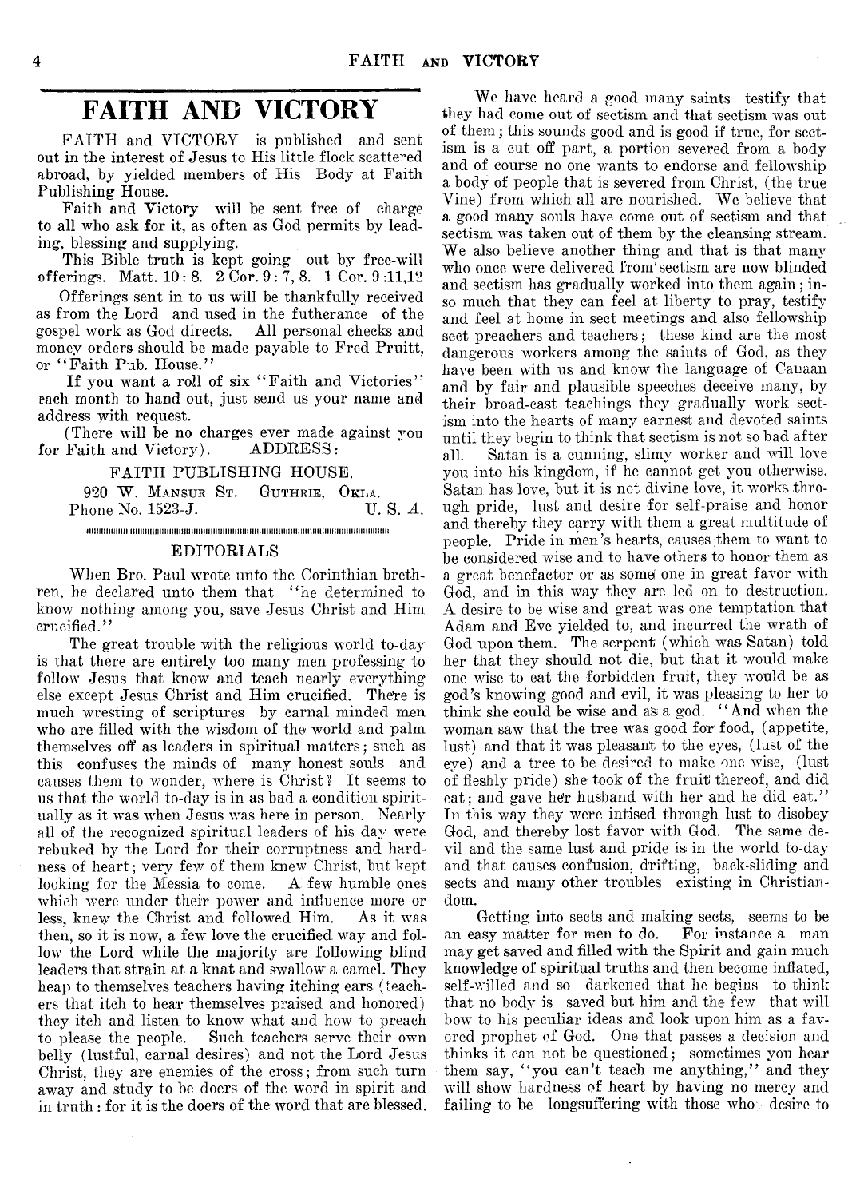# FAITH AND VICTORY

FAITH and VICTORY is published and sent out in the interest of Jesus to His little flock scattered abroad, by yielded members of His Body at Faith Publishing House.

Faith and Victory will be sent free of charge to all who ask for it, as often as God permits by leading, blessing and supplying.

This Bible truth is kept going out by free-will offerings. Matt. 10: 8. 2 Cor. 9: 7, 8. 1 Cor. 9 :11,12

Offerings sent in to us will be thankfully received as from the Lord and used in the futherance of the gospel work as God directs. All personal checks and money orders should be made payable to Fred Pruitt, or "Faith Pub. House."

If you want a roll of six "Faith and Victories" each month to hand out, just send us your name and address with request.

(There will be no charges ever made against you for Faith and Victory). ADDRESS:

FAITH PUBLISHING HOUSE.
920 W. MANSUR ST. GUTHRIE, OKLA.
Phone No. 1523-J. U. S. A.

## EDITORIALS

When Bro. Paul wrote unto the Corinthian brethren, he declared unto them that "he determined to know nothing among you, save Jesus Christ and Him crucified."

The great trouble with the religious world to-day is that there are entirely too many men professing to follow Jesus that know and teach nearly everything else except Jesus Christ and Him crucified. There is much wresting of scriptures by carnal minded men who are filled with the wisdom of the world and palm themselves off as leaders in spiritual matters; such as this confuses the minds of many honest souls and causes them to wonder, where is Christ? It seems to us that the world to-day is in as bad a condition spiritually as it was when Jesus was here in person. Nearly all of the recognized spiritual leaders of his day were rebuked by the Lord for their corruptness and hardness of heart; very few of them knew Christ, but kept looking for the Messia to come. A few humble ones which were under their power and influence more or less, knew the Christ and followed Him. As it was then, so it is now, a few love the crucified way and follow the Lord while the majority are following blind leaders that strain at a knat and swallow a camel. They heap to themselves teachers having itching ears (teachers that itch to hear themselves praised and honored) they itch and listen to know what and how to preach to please the people. Such teachers serve their own belly (lustful, carnal desires) and not the Lord Jesus Christ, they are enemies of the cross; from such turn away and study to be doers of the word in spirit and in truth: for it is the doers of the word that are blessed.

We have heard a good many saints testify that they had come out of sectism and that sectism was out of them; this sounds good and is good if true, for sectism is a cut off part, a portion severed from a body and of course no one wants to endorse and fellowship a body of people that is severed from Christ, (the true Vine) from which all are nourished. We believe that a good many souls have come out of sectism and that sectism was taken out of them by the cleansing stream. We also believe another thing and that is that many who once were delivered from sectism are now blinded and sectism has gradually worked into them again; inso much that they can feel at liberty to pray, testify and feel at home in sect meetings and also fellowship sect preachers and teachers; these kind are the most dangerous workers among the saints of God, as they have been with us and know the language of Canaan and by fair and plausible speeches deceive many, by their broad-cast teachings they gradually work sectism into the hearts of many earnest and devoted saints until they begin to think that sectism is not so bad after all. Satan is a cunning, slimy worker and will love you into his kingdom, if he cannot get you otherwise. Satan has love, but it is not divine love, it works through pride, lust and desire for self-praise and honor and thereby they carry with them a great multitude of people. Pride in men's hearts, causes them to want to be considered wise and to have others to honor them as a great benefactor or as some one in great favor with God, and in this way they are led on to destruction. A desire to be wise and great was one temptation that Adam and Eve yielded to, and incurred the wrath of God upon them. The serpent (which was Satan) told her that they should not die, but that it would make one wise to eat the forbidden fruit, they would be as god's knowing good and evil, it was pleasing to her to think she could be wise and as a god. "And when the woman saw that the tree was good for food, (appetite, lust) and that it was pleasant to the eyes, (lust of the eye) and a tree to be desired to make one wise, (lust of fleshly pride) she took of the fruit thereof, and did eat; and gave her husband with her and he did eat." In this way they were intised through lust to disobey God, and thereby lost favor with God. The same devil and the same lust and pride is in the world to-day and that causes confusion, drifting, back-sliding and sects and many other troubles existing in Christiandom.

Getting into sects and making sects, seems to be an easy matter for men to do. For instance a man may get saved and filled with the Spirit and gain much knowledge of spiritual truths and then become inflated, self-willed and so darkened that he begins to think that no body is saved but him and the few that will bow to his peculiar ideas and look upon him as a favored prophet of God. One that passes a decision and thinks it can not be questioned; sometimes you hear them say, "you can't teach me anything," and they will show hardness of heart by having no mercy and failing to be longsuffering with those who desire to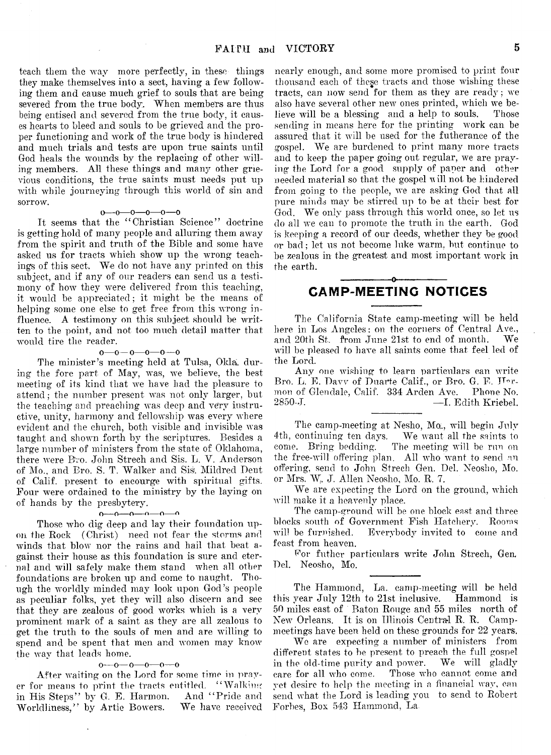teach them the way more perfectly, in these things they make themselves into a sect, having a few following them and cause much grief to souls that are being severed from the true body. When members are thus being entised and severed from the true body, it causes hearts to bleed and souls to be grieved and the proper functioning and work of the true body is hindered and much trials and tests are upon true saints until God heals the wounds by the replacing of other willing members. All these things and many other grievious conditions, the true saints must needs put up with while journeying through this world of sin and sorrow.

o—o—o—o—o—o

It seems that the "Christian Science" doctrine is getting hold of many people and alluring them away from the spirit and truth of the Bible and some have asked us for tracts which show up the wrong teachings of this sect. We do not have any printed on this subject, and if any of our readers can send us a testimony of how they were delivered from this teaching, it would be appreciated; it might be the means of helping some one else to get free from this wrong influence. A testimony on this subject should be written to the point, and not too much detail matter that would tire the reader.

o—o—o—o—o—o

The minister's meeting held at Tulsa, Okla. during the fore part of May, was, we believe, the best meeting of its kind that we have had the pleasure to attend; the number present was not only larger, but the teaching and preaching was deep and very instructive, unity, harmony and fellowship was every where evident and the church, both visible and invisible was taught and shown forth by the scriptures. Besides a large number of ministers from the state of Oklahoma, there were Bro. John Strech and Sis. L. V. Anderson of Mo., and Bro. S. T. Walker and Sis. Mildred Dent of Calif. present to encourge with spiritual gifts. Four were ordained to the ministry by the laying on of hands by the presbytery.

o—o—o—o—o—o

Those who dig deep and lay their foundation upon the Rock (Christ) need not fear the storms and winds that blow nor the rains and hail that beat against their house as this foundation is sure and eternal and will safely make them stand when all other foundations are broken up and come to naught. Though the worldly minded may look upon God's people as peculiar folks, yet they will also discern and see that they are zealous of good works which is a very prominent mark of a saint as they are all zealous to get the truth to the souls of men and are willing to spend and be spent that men and women may know the way that leads home.

o—o—o—o—o—o

After waiting on the Lord for some time in prayer for means to print the tracts entitled. "Walking in His Steps" by G. E. Harmon. And "Pride and Worldliness," by Artie Bowers. We have received nearly enough, and some more promised to print four thousand each of these tracts and those wishing these tracts, can now send for them as they are ready; we also have several other new ones printed, which we believe will be a blessing and a help to souls. Those sending in means here for the printing work can be assured that it will be used for the futherance of the gospel. We are burdened to print many more tracts and to keep the paper going out regular, we are praying the Lord for a good supply of paper and other needed material so that the gospel will not be hindered from going to the people, we are asking God that all pure minds may be stirred up to be at their best for God. We only pass through this world once, so let us do all we can to promote the truth in the earth. God is keeping a record of our deeds, whether they be good or bad; let us not become luke warm, but continue to be zealous in the greatest and most important work in the earth.

## CAMP-MEETING NOTICES

The California State camp-meeting will be held here in Los Angeles: on the corners of Central Ave., and 20th St. from June 21st to end of month. We will be pleased to have all saints come that feel led of the Lord.

Any one wishing to learn particulars can write Bro. L. E. Davy of Duarte Calif., or Bro. G. E. Harmon of Glendale, Calif. 334 Arden Ave. Phone No. 2850-J. —I. Edith Kriebel.

---

The camp-meeting at Nesho, Mo., will begin July 4th, continuing ten days. We want all the saints to come. Bring bedding. The meeting will be run on the free-will offering plan. All who want to send an offering, send to John Strech Gen. Del. Neosho, Mo. or Mrs. W. J. Allen Neosho, Mo. R. 7.

We are expecting the Lord on the ground, which will make it a heavenly place.

The camp-ground will be one block east and three blocks south of Government Fish Hatchery. Rooms will be furnished. Everybody invited to come and feast from heaven.

For futher particulars write John Strech, Gen. Del. Neosho, Mo.

---

The Hammond, La. camp-meeting will be held this year July 12th to 21st inclusive. Hammond is 50 miles east of Baton Rouge and 55 miles north of New Orleans. It is on Illinois Central R. R. Camp-meetings have been held on these grounds for 22 years.

We are expecting a number of ministers from different states to be present to preach the full gospel in the old-time purity and power. We will gladly care for all who come. Those who cannot come and yet desire to help the meeting in a financial way, can send what the Lord is leading you to send to Robert Forbes, Box 543 Hammond, La.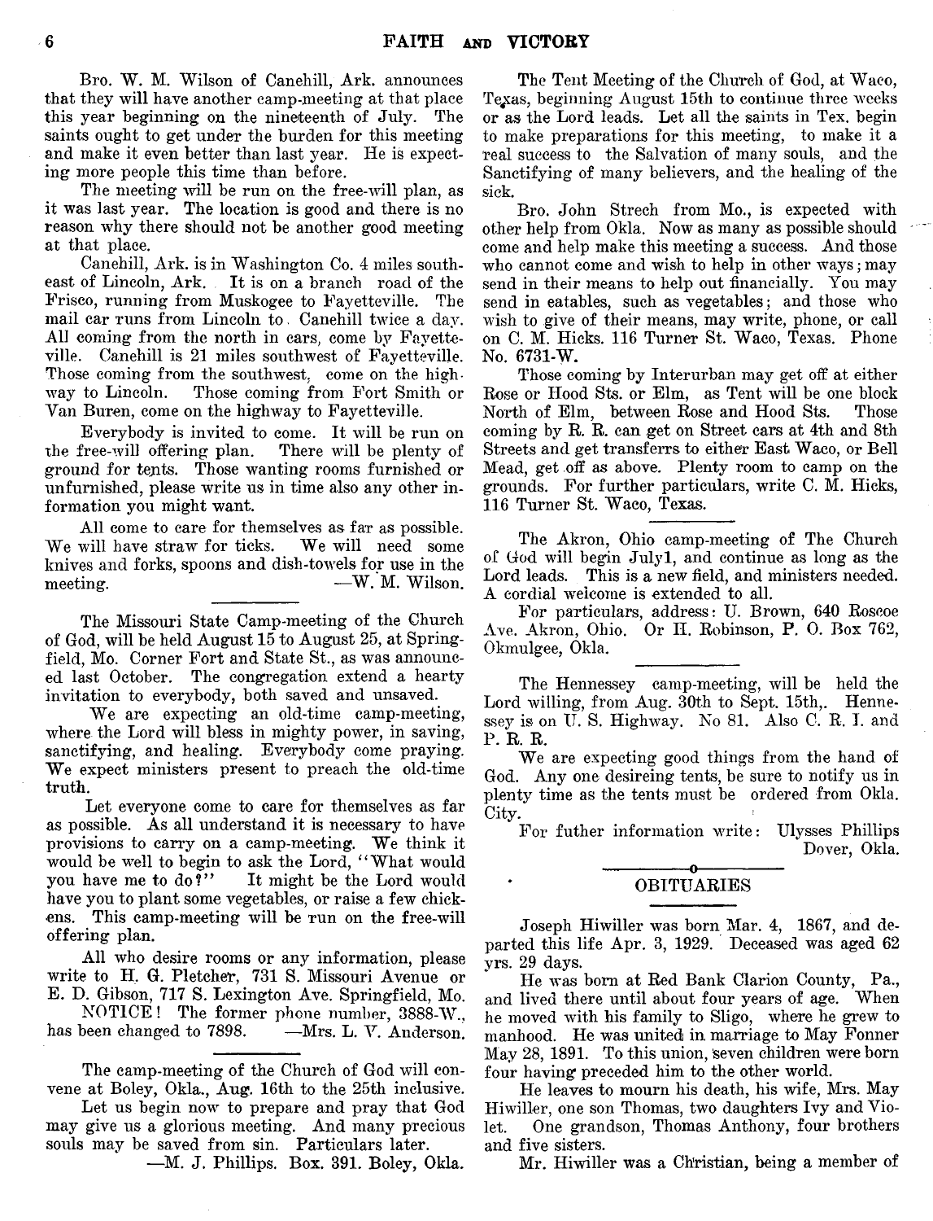Bro. W. M. Wilson of Canehill, Ark. announces that they will have another camp-meeting at that place this year beginning on the nineteenth of July. The saints ought to get under the burden for this meeting and make it even better than last year. He is expecting more people this time than before.

The meeting will be run on the free-will plan, as it was last year. The location is good and there is no reason why there should not be another good meeting at that place.

Canehill, Ark. is in Washington Co. 4 miles southeast of Lincoln, Ark. It is on a branch road of the Frisco, running from Muskogee to Fayetteville. The mail car runs from Lincoln to Canehill twice a day. All coming from the north in cars, come by Fayetteville. Canehill is 21 miles southwest of Fayetteville. Those coming from the southwest, come on the highway to Lincoln. Those coming from Fort Smith or Van Buren, come on the highway to Fayetteville.

Everybody is invited to come. It will be run on the free-will offering plan. There will be plenty of ground for tents. Those wanting rooms furnished or unfurnished, please write us in time also any other information you might want.

All come to care for themselves as far as possible. We will have straw for ticks. We will need some knives and forks, spoons and dish-towels for use in the meeting. —W. M. Wilson.

---

The Missouri State Camp-meeting of the Church of God, will be held August 15 to August 25, at Springfield, Mo. Corner Fort and State St., as was announced last October. The congregation extend a hearty invitation to everybody, both saved and unsaved.

We are expecting an old-time camp-meeting, where the Lord will bless in mighty power, in saving, sanctifying, and healing. Everybody come praying. We expect ministers present to preach the old-time truth.

Let everyone come to care for themselves as far as possible. As all understand it is necessary to have provisions to carry on a camp-meeting. We think it would be well to begin to ask the Lord, "What would you have me to do?" It might be the Lord would have you to plant some vegetables, or raise a few chickens. This camp-meeting will be run on the free-will offering plan.

All who desire rooms or any information, please write to H. G. Pletcher, 731 S. Missouri Avenue or E. D. Gibson, 717 S. Lexington Ave. Springfield, Mo.

NOTICE! The former phone number, 3888-W., has been changed to 7898. —Mrs. L. V. Anderson.

---

The camp-meeting of the Church of God will convene at Boley, Okla., Aug. 16th to the 25th inclusive.

Let us begin now to prepare and pray that God may give us a glorious meeting. And many precious souls may be saved from sin. Particulars later.

—M. J. Phillips. Box. 391. Boley, Okla.

The Tent Meeting of the Church of God, at Waco, Texas, beginning August 15th to continue three weeks or as the Lord leads. Let all the saints in Tex. begin to make preparations for this meeting, to make it a real success to the Salvation of many souls, and the Sanctifying of many believers, and the healing of the sick.

Bro. John Strech from Mo., is expected with other help from Okla. Now as many as possible should come and help make this meeting a success. And those who cannot come and wish to help in other ways; may send in their means to help out financially. You may send in eatables, such as vegetables; and those who wish to give of their means, may write, phone, or call on C. M. Hicks. 116 Turner St. Waco, Texas. Phone No. 6731-W.

Those coming by Interurban may get off at either Rose or Hood Sts. or Elm, as Tent will be one block North of Elm, between Rose and Hood Sts. Those coming by R. R. can get on Street cars at 4th and 8th Streets and get transferrs to either East Waco, or Bell Mead, get off as above. Plenty room to camp on the grounds. For further particulars, write C. M. Hicks, 116 Turner St. Waco, Texas.

---

The Akron, Ohio camp-meeting of The Church of God will begin July1, and continue as long as the Lord leads. This is a new field, and ministers needed. A cordial welcome is extended to all.

For particulars, address: U. Brown, 640 Roscoe Ave. Akron, Ohio. Or H. Robinson, P. O. Box 762, Okmulgee, Okla.

---

The Hennessey camp-meeting, will be held the Lord willing, from Aug. 30th to Sept. 15th,. Hennessey is on U. S. Highway. No 81. Also C. R. I. and P. R. R.

We are expecting good things from the hand of God. Any one desireing tents, be sure to notify us in plenty time as the tents must be ordered from Okla. City.

For futher information write: Ulysses Phillips Dover, Okla.

---

## OBITUARIES

Joseph Hiwiller was born Mar. 4, 1867, and departed this life Apr. 3, 1929. Deceased was aged 62 yrs. 29 days.

He was born at Red Bank Clarion County, Pa., and lived there until about four years of age. When he moved with his family to Sligo, where he grew to manhood. He was united in marriage to May Fonner May 28, 1891. To this union, seven children were born four having preceded him to the other world.

He leaves to mourn his death, his wife, Mrs. May Hiwiller, one son Thomas, two daughters Ivy and Violet. One grandson, Thomas Anthony, four brothers and five sisters.

Mr. Hiwiller was a Christian, being a member of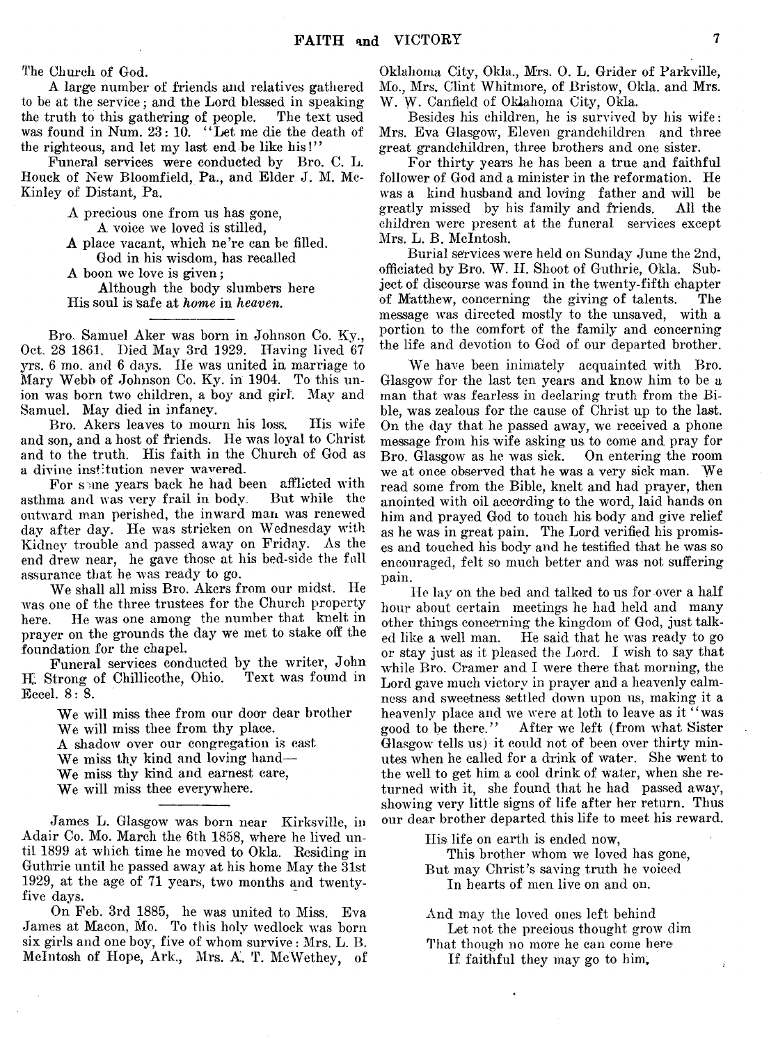The Church of God.

A large number of friends and relatives gathered to be at the service; and the Lord blessed in speaking the truth to this gathering of people. The text used was found in Num. 23: 10. "Let me die the death of the righteous, and let my last end be like his!"

Funeral services were conducted by Bro. C. L. Houck of New Bloomfield, Pa., and Elder J. M. McKinley of Distant, Pa.

> A precious one from us has gone,
> A voice we loved is stilled,
> A place vacant, which ne're can be filled.
> God in his wisdom, has recalled
> A boon we love is given;
> Although the body slumbers here
> His soul is safe at *home* in *heaven.*

---

Bro. Samuel Aker was born in Johnson Co. Ky., Oct. 28 1861. Died May 3rd 1929. Having lived 67 yrs. 6 mo. and 6 days. He was united in marriage to Mary Webb of Johnson Co. Ky. in 1904. To this union was born two children, a boy and girl. May and Samuel. May died in infancy.

Bro. Akers leaves to mourn his loss. His wife and son, and a host of friends. He was loyal to Christ and to the truth. His faith in the Church of God as a divine institution never wavered.

For some years back he had been afflicted with asthma and was very frail in body. But while the outward man perished, the inward man was renewed day after day. He was stricken on Wednesday with Kidney trouble and passed away on Friday. As the end drew near, he gave those at his bed-side the full assurance that he was ready to go.

We shall all miss Bro. Akers from our midst. He was one of the three trustees for the Church property here. He was one among the number that knelt in prayer on the grounds the day we met to stake off the foundation for the chapel.

Funeral services conducted by the writer, John H. Strong of Chillicothe, Ohio. Text was found in Eccel. 8: 8.

> We will miss thee from our door dear brother
> We will miss thee from thy place.
> A shadow over our congregation is cast
> We miss thy kind and loving hand—
> We miss thy kind and earnest care,
> We will miss thee everywhere.

---

James L. Glasgow was born near Kirksville, in Adair Co. Mo. March the 6th 1858, where he lived until 1899 at which time he moved to Okla. Residing in Guthrie until he passed away at his home May the 31st 1929, at the age of 71 years, two months and twenty-five days.

On Feb. 3rd 1885, he was united to Miss. Eva James at Macon, Mo. To this holy wedlock was born six girls and one boy, five of whom survive: Mrs. L. B. McIntosh of Hope, Ark., Mrs. A. T. McWethey, of Oklahoma City, Okla., Mrs. O. L. Grider of Parkville, Mo., Mrs. Clint Whitmore, of Bristow, Okla. and Mrs. W. W. Canfield of Oklahoma City, Okla.

Besides his children, he is survived by his wife: Mrs. Eva Glasgow, Eleven grandchildren and three great grandchildren, three brothers and one sister.

For thirty years he has been a true and faithful follower of God and a minister in the reformation. He was a kind husband and loving father and will be greatly missed by his family and friends. All the children were present at the funeral services except Mrs. L. B. McIntosh.

Burial services were held on Sunday June the 2nd, officiated by Bro. W. H. Shoot of Guthrie, Okla. Subject of discourse was found in the twenty-fifth chapter of Matthew, concerning the giving of talents. The message was directed mostly to the unsaved, with a portion to the comfort of the family and concerning the life and devotion to God of our departed brother.

We have been inimately acquainted with Bro. Glasgow for the last ten years and know him to be a man that was fearless in declaring truth from the Bible, was zealous for the cause of Christ up to the last. On the day that he passed away, we received a phone message from his wife asking us to come and pray for Bro. Glasgow as he was sick. On entering the room we at once observed that he was a very sick man. We read some from the Bible, knelt and had prayer, then anointed with oil according to the word, laid hands on him and prayed God to touch his body and give relief as he was in great pain. The Lord verified his promises and touched his body and he testified that he was so encouraged, felt so much better and was not suffering pain.

He lay on the bed and talked to us for over a half hour about certain meetings he had held and many other things concerning the kingdom of God, just talked like a well man. He said that he was ready to go or stay just as it pleased the Lord. I wish to say that while Bro. Cramer and I were there that morning, the Lord gave much victory in prayer and a heavenly calmness and sweetness settled down upon us, making it a heavenly place and we were at loth to leave as it "was good to be there." After we left (from what Sister Glasgow tells us) it could not of been over thirty minutes when he called for a drink of water. She went to the well to get him a cool drink of water, when she returned with it, she found that he had passed away, showing very little signs of life after her return. Thus our dear brother departed this life to meet his reward.

> His life on earth is ended now,
> This brother whom we loved has gone,
> But may Christ's saving truth he voiced
> In hearts of men live on and on.
>
> And may the loved ones left behind
> Let not the precious thought grow dim
> That though no more he can come here
> If faithful they may go to him,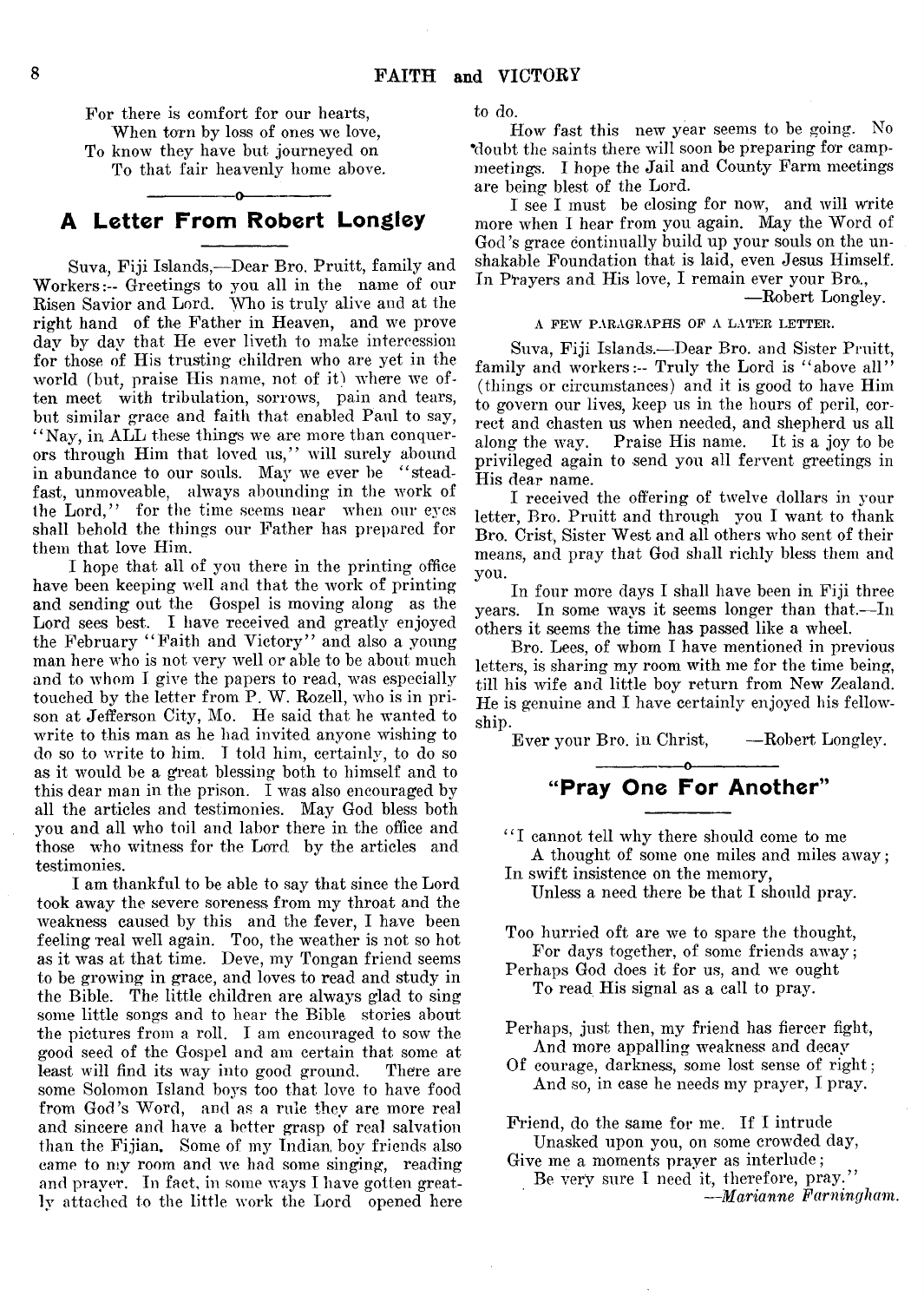For there is comfort for our hearts,
When torn by loss of ones we love,
To know they have but journeyed on
To that fair heavenly home above.

## A Letter From Robert Longley

Suva, Fiji Islands,—Dear Bro. Pruitt, family and Workers:-- Greetings to you all in the name of our Risen Savior and Lord. Who is truly alive and at the right hand of the Father in Heaven, and we prove day by day that He ever liveth to make intercession for those of His trusting children who are yet in the world (but, praise His name, not of it) where we often meet with tribulation, sorrows, pain and tears, but similar grace and faith that enabled Paul to say, "Nay, in ALL these things we are more than conquerors through Him that loved us," will surely abound in abundance to our souls. May we ever be "steadfast, unmoveable, always abounding in the work of the Lord," for the time seems near when our eyes shall behold the things our Father has prepared for them that love Him.

I hope that all of you there in the printing office have been keeping well and that the work of printing and sending out the Gospel is moving along as the Lord sees best. I have received and greatly enjoyed the February "Faith and Victory" and also a young man here who is not very well or able to be about much and to whom I give the papers to read, was especially touched by the letter from P. W. Rozell, who is in prison at Jefferson City, Mo. He said that he wanted to write to this man as he had invited anyone wishing to do so to write to him. I told him, certainly, to do so as it would be a great blessing both to himself and to this dear man in the prison. I was also encouraged by all the articles and testimonies. May God bless both you and all who toil and labor there in the office and those who witness for the Lord by the articles and testimonies.

I am thankful to be able to say that since the Lord took away the severe soreness from my throat and the weakness caused by this and the fever, I have been feeling real well again. Too, the weather is not so hot as it was at that time. Deve, my Tongan friend seems to be growing in grace, and loves to read and study in the Bible. The little children are always glad to sing some little songs and to hear the Bible stories about the pictures from a roll. I am encouraged to sow the good seed of the Gospel and am certain that some at least will find its way into good ground. There are some Solomon Island boys too that love to have food from God's Word, and as a rule they are more real and sincere and have a better grasp of real salvation than the Fijian. Some of my Indian boy friends also came to my room and we had some singing, reading and prayer. In fact, in some ways I have gotten greatly attached to the little work the Lord opened here to do.

How fast this new year seems to be going. No doubt the saints there will soon be preparing for campmeetings. I hope the Jail and County Farm meetings are being blest of the Lord.

I see I must be closing for now, and will write more when I hear from you again. May the Word of God's grace continually build up your souls on the unshakable Foundation that is laid, even Jesus Himself. In Prayers and His love, I remain ever your Bro.,

—Robert Longley.

A FEW PARAGRAPHS OF A LATER LETTER.

Suva, Fiji Islands.—Dear Bro. and Sister Pruitt, family and workers:-- Truly the Lord is "above all" (things or circumstances) and it is good to have Him to govern our lives, keep us in the hours of peril, correct and chasten us when needed, and shepherd us all along the way. Praise His name. It is a joy to be privileged again to send you all fervent greetings in His dear name.

I received the offering of twelve dollars in your letter, Bro. Pruitt and through you I want to thank Bro. Crist, Sister West and all others who sent of their means, and pray that God shall richly bless them and you.

In four more days I shall have been in Fiji three years. In some ways it seems longer than that.—In others it seems the time has passed like a wheel.

Bro. Lees, of whom I have mentioned in previous letters, is sharing my room with me for the time being, till his wife and little boy return from New Zealand. He is genuine and I have certainly enjoyed his fellowship.

Ever your Bro. in Christ, —Robert Longley.

## "Pray One For Another"

"I cannot tell why there should come to me
A thought of some one miles and miles away;
In swift insistence on the memory,
Unless a need there be that I should pray.

Too hurried oft are we to spare the thought,
For days together, of some friends away;
Perhaps God does it for us, and we ought
To read His signal as a call to pray.

Perhaps, just then, my friend has fiercer fight,
And more appalling weakness and decay
Of courage, darkness, some lost sense of right;
And so, in case he needs my prayer, I pray.

Friend, do the same for me. If I intrude
Unasked upon you, on some crowded day,
Give me a moments prayer as interlude;
Be very sure I need it, therefore, pray."

—*Marianne Farningham.*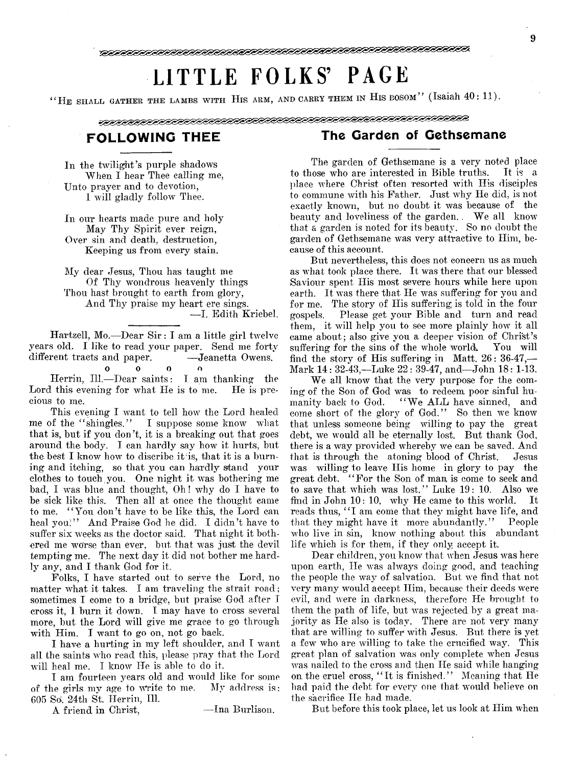# LITTLE FOLKS' PAGE

"HE SHALL GATHER THE LAMBS WITH HIS ARM, AND CARRY THEM IN HIS BOSOM" (Isaiah 40: 11).

## FOLLOWING THEE

In the twilight's purple shadows
When I hear Thee calling me,
Unto prayer and to devotion,
I will gladly follow Thee.

In our hearts made pure and holy
May Thy Spirit ever reign,
Over sin and death, destruction,
Keeping us from every stain.

My dear Jesus, Thou has taught me
Of Thy wondrous heavenly things
Thou hast brought to earth from glory,
And Thy praise my heart ere sings.
—I. Edith Kriebel.

Hartzell, Mo.—Dear Sir: I am a little girl twelve years old. I like to read your paper. Send me forty different tracts and paper. —Jeanetta Owens.

o o o o

Herrin, Ill.—Dear saints: I am thanking the Lord this evening for what He is to me. He is precious to me.

This evening I want to tell how the Lord healed me of the "shingles." I suppose some know what that is, but if you don't, it is a breaking out that goes around the body. I can hardly say how it hurts, but the best I know how to discribe it is, that it is a burning and itching, so that you can hardly stand your clothes to touch you. One night it was bothering me bad, I was blue and thought, Oh! why do I have to be sick like this. Then all at once the thought came to me. "You don't have to be like this, the Lord can heal you!" And Praise God he did. I didn't have to suffer six weeks as the doctor said. That night it bothered me worse than ever, but that was just the devil tempting me. The next day it did not bother me hardly any, and I thank God for it.

Folks, I have started out to serve the Lord, no matter what it takes. I am traveling the strait road; sometimes I come to a bridge, but praise God after I cross it, I burn it down. I may have to cross several more, but the Lord will give me grace to go through with Him. I want to go on, not go back.

I have a hurting in my left shoulder, and I want all the saints who read this, please pray that the Lord will heal me. I know He is able to do it.

I am fourteen years old and would like for some of the girls my age to write to me. My address is: 605 So. 24th St. Herrin, Ill.

A friend in Christ, —Ina Burlison.

## The Garden of Gethsemane

The garden of Gethsemane is a very noted place to those who are interested in Bible truths. It is a place where Christ often resorted with His disciples to commune with his Father. Just why He did, is not exactly known, but no doubt it was because of the beauty and loveliness of the garden. We all know that a garden is noted for its beauty. So no doubt the garden of Gethsemane was very attractive to Him, because of this account.

But nevertheless, this does not concern us as much as what took place there. It was there that our blessed Saviour spent His most severe hours while here upon earth. It was there that He was suffering for you and for me. The story of His suffering is told in the four gospels. Please get your Bible and turn and read them, it will help you to see more plainly how it all came about; also give you a deeper vision of Christ's suffering for the sins of the whole world. You will find the story of His suffering in Matt. 26: 36-47,—Mark 14: 32-43,—Luke 22: 39-47, and—John 18: 1-13.

We all know that the very purpose for the coming of the Son of God was to redeem poor sinful humanity back to God. "We ALL have sinned, and come short of the glory of God." So then we know that unless someone being willing to pay the great debt, we would all be eternally lost. But thank God, there is a way provided whereby we can be saved. And that is through the atoning blood of Christ. Jesus was willing to leave His home in glory to pay the great debt. "For the Son of man is come to seek and to save that which was lost." Luke 19: 10. Also we find in John 10: 10, why He came to this world. It reads thus, "I am come that they might have life, and that they might have it more abundantly." People who live in sin, know nothing about this abundant life which is for them, if they only accept it.

Dear children, you know that when Jesus was here upon earth, He was always doing good, and teaching the people the way of salvation. But we find that not very many would accept Him, because their deeds were evil, and were in darkness, therefore He brought to them the path of life, but was rejected by a great majority as He also is today. There are not very many that are willing to suffer with Jesus. But there is yet a few who are willing to take the crucified way. This great plan of salvation was only complete when Jesus was nailed to the cross and then He said while hanging on the cruel cross, "It is finished." Meaning that He had paid the debt for every one that would believe on the sacrifice He had made.

But before this took place, let us look at Him when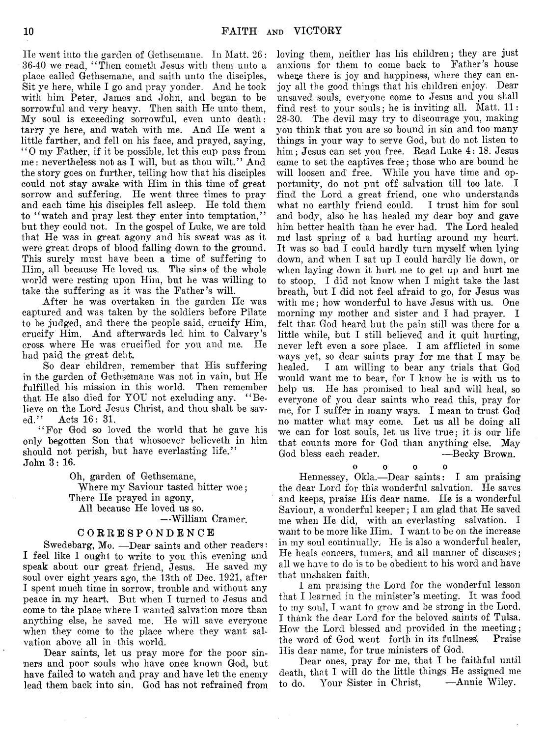He went into the garden of Gethsemane. In Matt. 26: 36-40 we read, "Then cometh Jesus with them unto a place called Gethsemane, and saith unto the disciples, Sit ye here, while I go and pray yonder. And he took with him Peter, James and John, and began to be sorrowful and very heavy. Then saith He unto them, My soul is exceeding sorrowful, even unto death: tarry ye here, and watch with me. And He went a little farther, and fell on his face, and prayed, saying, "O my Father, if it be possible, let this cup pass from me: nevertheless not as I will, but as thou wilt." And the story goes on further, telling how that his disciples could not stay awake with Him in this time of great sorrow and suffering. He went three times to pray and each time his disciples fell asleep. He told them to "watch and pray lest they enter into temptation," but they could not. In the gospel of Luke, we are told that He was in great agony and his sweat was as it were great drops of blood falling down to the ground. This surely must have been a time of suffering to Him, all because He loved us. The sins of the whole world were resting upon Him, but he was willing to take the suffering as it was the Father's will.

After he was overtaken in the garden He was captured and was taken by the soldiers before Pilate to be judged, and there the people said, crucify Him, crucify Him. And afterwards led him to Calvary's cross where He was crucified for you and me. He had paid the great debt.

So dear children, remember that His suffering in the garden of Gethsemane was not in vain, but He fulfilled his mission in this world. Then remember that He also died for YOU not excluding any. "Believe on the Lord Jesus Christ, and thou shalt be saved." Acts 16: 31.

"For God so loved the world that he gave his only begotten Son that whosoever believeth in him should not perish, but have everlasting life." John 3: 16.

> Oh, garden of Gethsemane,
> Where my Saviour tasted bitter woe;
> There He prayed in agony,
> All because He loved us so.
>
> —William Cramer.

## CORRESPONDENCE

Swedebarg, Mo. —Dear saints and other readers: I feel like I ought to write to you this evening and speak about our great friend, Jesus. He saved my soul over eight years ago, the 13th of Dec. 1921, after I spent much time in sorrow, trouble and without any peace in my heart. But when I turned to Jesus and come to the place where I wanted salvation more than anything else, he saved me. He will save everyone when they come to the place where they want salvation above all in this world.

Dear saints, let us pray more for the poor sinners and poor souls who have once known God, but have failed to watch and pray and have let the enemy lead them back into sin. God has not refrained from loving them, neither has his children; they are just anxious for them to come back to Father's house where there is joy and happiness, where they can enjoy all the good things that his children enjoy. Dear unsaved souls, everyone come to Jesus and you shall find rest to your souls; he is inviting all. Matt. 11: 28-30. The devil may try to discourage you, making you think that you are so bound in sin and too many things in your way to serve God, but do not listen to him; Jesus can set you free. Read Luke 4: 18. Jesus came to set the captives free; those who are bound he will loosen and free. While you have time and opportunity, do not put off salvation till too late. I find the Lord a great friend, one who understands what no earthly friend could. I trust him for soul and body, also he has healed my dear boy and gave him better health than he ever had. The Lord healed me last spring of a bad hurting around my heart. It was so bad I could hardly turn myself when lying down, and when I sat up I could hardly lie down, or when laying down it hurt me to get up and hurt me to stoop. I did not know when I might take the last breath, but I did not feel afraid to go, for Jesus was with me; how wonderful to have Jesus with us. One morning my mother and sister and I had prayer. I felt that God heard but the pain still was there for a little while, but I still believed and it quit hurting, never left even a sore place. I am afflicted in some ways yet, so dear saints pray for me that I may be healed. I am willing to bear any trials that God would want me to bear, for I know he is with us to help us. He has promised to heal and will heal, so everyone of you dear saints who read this, pray for me, for I suffer in many ways. I mean to trust God no matter what may come. Let us all be doing all we can for lost souls, let us live true; it is our life that counts more for God than anything else. May God bless each reader. —Becky Brown.

o o o o

Hennessey, Okla.—Dear saints: I am praising the dear Lord for this wonderful salvation. He saves and keeps, praise His dear name. He is a wonderful Saviour, a wonderful keeper; I am glad that He saved me when He did, with an everlasting salvation. I want to be more like Him. I want to be on the increase in my soul continually. He is also a wonderful healer, He heals concers, tumers, and all manner of diseases; all we have to do is to be obedient to his word and have that unshaken faith.

I am praising the Lord for the wonderful lesson that I learned in the minister's meeting. It was food to my soul, I want to grow and be strong in the Lord. I thank the dear Lord for the beloved saints of Tulsa. How the Lord blessed and provided in the meeting; the word of God went forth in its fullness. Praise His dear name, for true ministers of God.

Dear ones, pray for me, that I be faithful until death, that I will do the little things He assigned me to do. Your Sister in Christ, —Annie Wiley.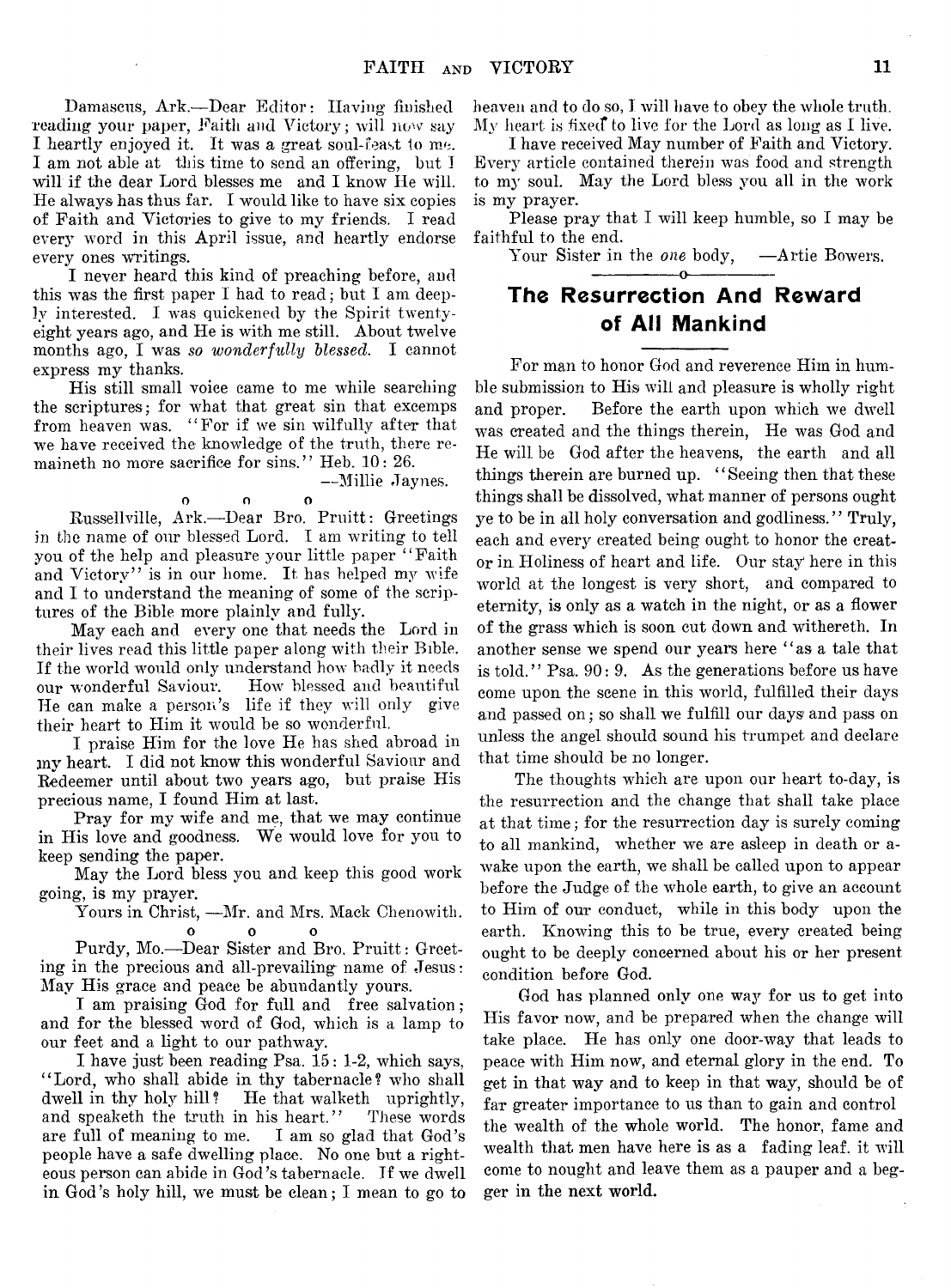Damascus, Ark.—Dear Editor: Having finished reading your paper, Faith and Victory; will now say I heartly enjoyed it. It was a great soul-feast to me. I am not able at this time to send an offering, but I will if the dear Lord blesses me and I know He will. He always has thus far. I would like to have six copies of Faith and Victories to give to my friends. I read every word in this April issue, and heartly endorse every ones writings.

I never heard this kind of preaching before, and this was the first paper I had to read; but I am deeply interested. I was quickened by the Spirit twenty-eight years ago, and He is with me still. About twelve months ago, I was *so wonderfully blessed.* I cannot express my thanks.

His still small voice came to me while searching the scriptures; for what that great sin that excemps from heaven was. "For if we sin wilfully after that we have received the knowledge of the truth, there remaineth no more sacrifice for sins." Heb. 10: 26.

—Millie Jaynes.

o o o

Russellville, Ark.—Dear Bro. Pruitt: Greetings in the name of our blessed Lord. I am writing to tell you of the help and pleasure your little paper "Faith and Victory" is in our home. It has helped my wife and I to understand the meaning of some of the scriptures of the Bible more plainly and fully.

May each and every one that needs the Lord in their lives read this little paper along with their Bible. If the world would only understand how badly it needs our wonderful Saviour. How blessed and beautiful He can make a person's life if they will only give their heart to Him it would be so wonderful.

I praise Him for the love He has shed abroad in my heart. I did not know this wonderful Saviour and Redeemer until about two years ago, but praise His precious name, I found Him at last.

Pray for my wife and me, that we may continue in His love and goodness. We would love for you to keep sending the paper.

May the Lord bless you and keep this good work going, is my prayer.

Yours in Christ, —Mr. and Mrs. Mack Chenowith.

o o o

Purdy, Mo.—Dear Sister and Bro. Pruitt: Greeting in the precious and all-prevailing name of Jesus: May His grace and peace be abundantly yours.

I am praising God for full and free salvation; and for the blessed word of God, which is a lamp to our feet and a light to our pathway.

I have just been reading Psa. 15: 1-2, which says, "Lord, who shall abide in thy tabernacle? who shall dwell in thy holy hill? He that walketh uprightly, and speaketh the truth in his heart." These words are full of meaning to me. I am so glad that God's people have a safe dwelling place. No one but a righteous person can abide in God's tabernacle. If we dwell in God's holy hill, we must be clean; I mean to go to heaven and to do so, I will have to obey the whole truth. My heart is fixed to live for the Lord as long as I live.

I have received May number of Faith and Victory. Every article contained therein was food and strength to my soul. May the Lord bless you all in the work is my prayer.

Please pray that I will keep humble, so I may be faithful to the end.

Your Sister in the *one* body, —Artie Bowers.

## The Resurrection And Reward of All Mankind

For man to honor God and reverence Him in humble submission to His will and pleasure is wholly right and proper. Before the earth upon which we dwell was created and the things therein, He was God and He will be God after the heavens, the earth and all things therein are burned up. "Seeing then that these things shall be dissolved, what manner of persons ought ye to be in all holy conversation and godliness." Truly, each and every created being ought to honor the creator in Holiness of heart and life. Our stay here in this world at the longest is very short, and compared to eternity, is only as a watch in the night, or as a flower of the grass which is soon cut down and withereth. In another sense we spend our years here "as a tale that is told." Psa. 90: 9. As the generations before us have come upon the scene in this world, fulfilled their days and passed on; so shall we fulfill our days and pass on unless the angel should sound his trumpet and declare that time should be no longer.

The thoughts which are upon our heart to-day, is the resurrection and the change that shall take place at that time; for the resurrection day is surely coming to all mankind, whether we are asleep in death or awake upon the earth, we shall be called upon to appear before the Judge of the whole earth, to give an account to Him of our conduct, while in this body upon the earth. Knowing this to be true, every created being ought to be deeply concerned about his or her present condition before God.

God has planned only one way for us to get into His favor now, and be prepared when the change will take place. He has only one door-way that leads to peace with Him now, and eternal glory in the end. To get in that way and to keep in that way, should be of far greater importance to us than to gain and control the wealth of the whole world. The honor, fame and wealth that men have here is as a fading leaf. it will come to nought and leave them as a pauper and a begger in the next world.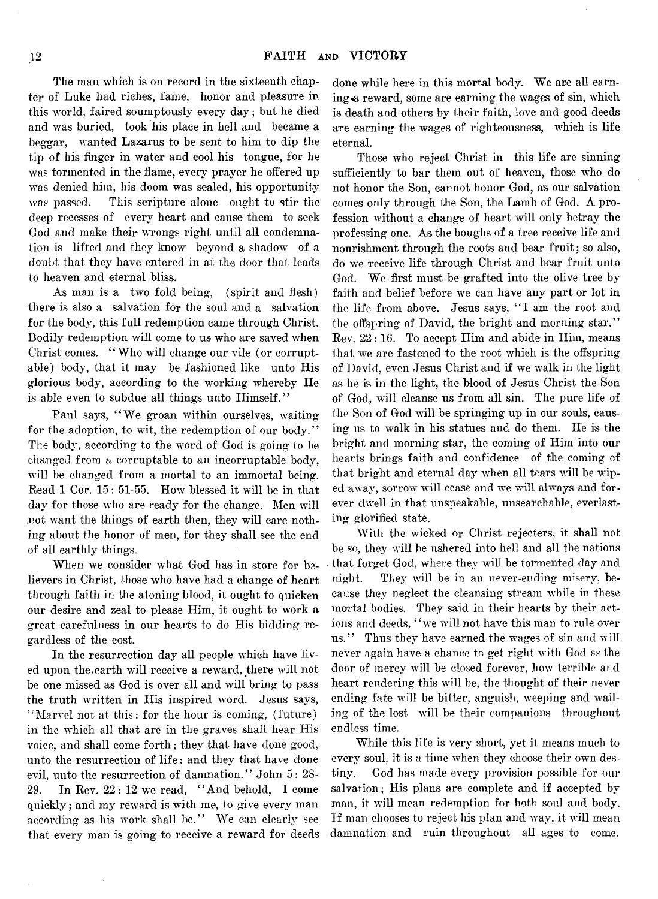The man which is on record in the sixteenth chapter of Luke had riches, fame, honor and pleasure in this world, faired soumptously every day; but he died and was buried, took his place in hell and became a beggar, wanted Lazarus to be sent to him to dip the tip of his finger in water and cool his tongue, for he was tormented in the flame, every prayer he offered up was denied him, his doom was sealed, his opportunity was passed. This scripture alone ought to stir the deep recesses of every heart and cause them to seek God and make their wrongs right until all condemnation is lifted and they know beyond a shadow of a doubt that they have entered in at the door that leads to heaven and eternal bliss.

As man is a two fold being, (spirit and flesh) there is also a salvation for the soul and a salvation for the body, this full redemption came through Christ. Bodily redemption will come to us who are saved when Christ comes. "Who will change our vile (or corruptable) body, that it may be fashioned like unto His glorious body, according to the working whereby He is able even to subdue all things unto Himself."

Paul says, "We groan within ourselves, waiting for the adoption, to wit, the redemption of our body." The body, according to the word of God is going to be changed from a corruptable to an incorruptable body, will be changed from a mortal to an immortal being. Read 1 Cor. 15: 51-55. How blessed it will be in that day for those who are ready for the change. Men will not want the things of earth then, they will care nothing about the honor of men, for they shall see the end of all earthly things.

When we consider what God has in store for believers in Christ, those who have had a change of heart through faith in the atoning blood, it ought to quicken our desire and zeal to please Him, it ought to work a great carefulness in our hearts to do His bidding regardless of the cost.

In the resurrection day all people which have lived upon the earth will receive a reward, there will not be one missed as God is over all and will bring to pass the truth written in His inspired word. Jesus says, "Marvel not at this: for the hour is coming, (future) in the which all that are in the graves shall hear His voice, and shall come forth; they that have done good, unto the resurrection of life: and they that have done evil, unto the resurrection of damnation." John 5: 28-29. In Rev. 22: 12 we read, "And behold, I come quickly; and my reward is with me, to give every man according as his work shall be." We can clearly see that every man is going to receive a reward for deeds done while here in this mortal body. We are all earning a reward, some are earning the wages of sin, which is death and others by their faith, love and good deeds are earning the wages of righteousness, which is life eternal.

Those who reject Christ in this life are sinning sufficiently to bar them out of heaven, those who do not honor the Son, cannot honor God, as our salvation comes only through the Son, the Lamb of God. A profession without a change of heart will only betray the professing one. As the boughs of a tree receive life and nourishment through the roots and bear fruit; so also, do we receive life through Christ and bear fruit unto God. We first must be grafted into the olive tree by faith and belief before we can have any part or lot in the life from above. Jesus says, "I am the root and the offspring of David, the bright and morning star." Rev. 22: 16. To accept Him and abide in Him, means that we are fastened to the root which is the offspring of David, even Jesus Christ and if we walk in the light as he is in the light, the blood of Jesus Christ the Son of God, will cleanse us from all sin. The pure life of the Son of God will be springing up in our souls, causing us to walk in his statues and do them. He is the bright and morning star, the coming of Him into our hearts brings faith and confidence of the coming of that bright and eternal day when all tears will be wiped away, sorrow will cease and we will always and forever dwell in that unspeakable, unsearchable, everlasting glorified state.

With the wicked or Christ rejecters, it shall not be so, they will be ushered into hell and all the nations that forget God, where they will be tormented day and night. They will be in an never-ending misery, because they neglect the cleansing stream while in these mortal bodies. They said in their hearts by their actions and deeds, "we will not have this man to rule over us." Thus they have earned the wages of sin and will never again have a chance to get right with God as the door of mercy will be closed forever, how terrible and heart rendering this will be, the thought of their never ending fate will be bitter, anguish, weeping and wailing of the lost will be their companions throughout endless time.

While this life is very short, yet it means much to every soul, it is a time when they choose their own destiny. God has made every provision possible for our salvation; His plans are complete and if accepted by man, it will mean redemption for both soul and body. If man chooses to reject his plan and way, it will mean damnation and ruin throughout all ages to come.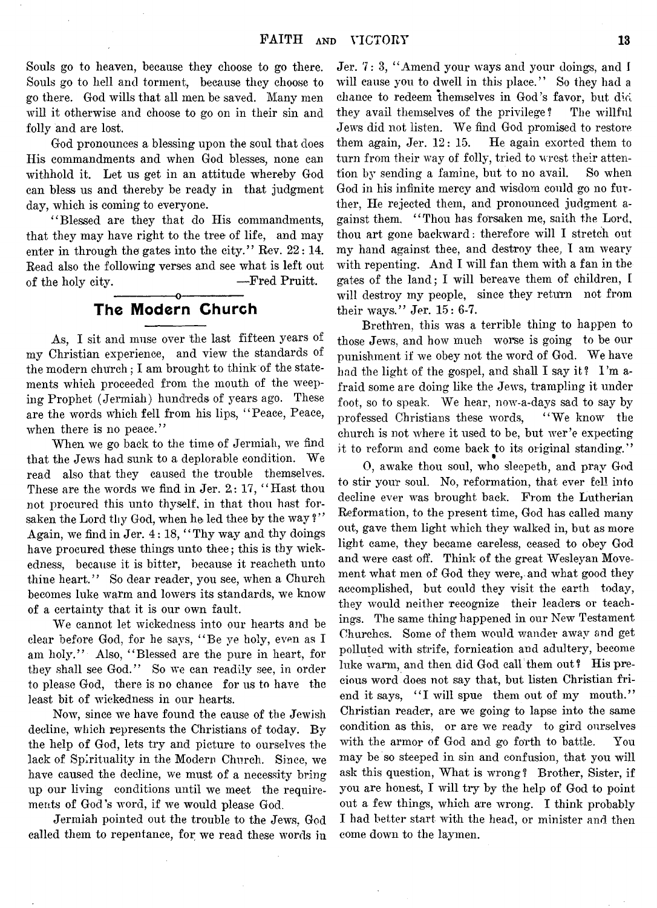Souls go to heaven, because they choose to go there. Souls go to hell and torment, because they choose to go there. God wills that all men be saved. Many men will it otherwise and choose to go on in their sin and folly and are lost.

God pronounces a blessing upon the soul that does His commandments and when God blesses, none can withhold it. Let us get in an attitude whereby God can bless us and thereby be ready in that judgment day, which is coming to everyone.

"Blessed are they that do His commandments, that they may have right to the tree of life, and may enter in through the gates into the city." Rev. 22: 14. Read also the following verses and see what is left out of the holy city. —Fred Pruitt.

## The Modern Church

As, I sit and muse over the last fifteen years of my Christian experience, and view the standards of the modern church; I am brought to think of the statements which proceeded from the mouth of the weeping Prophet (Jermiah) hundreds of years ago. These are the words which fell from his lips, "Peace, Peace, when there is no peace."

When we go back to the time of Jermiah, we find that the Jews had sunk to a deplorable condition. We read also that they caused the trouble themselves. These are the words we find in Jer. 2: 17, "Hast thou not procured this unto thyself, in that thou hast forsaken the Lord thy God, when he led thee by the way?" Again, we find in Jer. 4: 18, "Thy way and thy doings have procured these things unto thee; this is thy wickedness, because it is bitter, because it reacheth unto thine heart." So dear reader, you see, when a Church becomes luke warm and lowers its standards, we know of a certainty that it is our own fault.

We cannot let wickedness into our hearts and be clear before God, for he says, "Be ye holy, even as I am holy." Also, "Blessed are the pure in heart, for they shall see God." So we can readily see, in order to please God, there is no chance for us to have the least bit of wickedness in our hearts.

Now, since we have found the cause of the Jewish decline, which represents the Christians of today. By the help of God, lets try and picture to ourselves the lack of Spirituality in the Modern Church. Since, we have caused the decline, we must of a necessity bring up our living conditions until we meet the requirements of God's word, if we would please God.

Jermiah pointed out the trouble to the Jews, God called them to repentance, for we read these words in Jer. 7: 3, "Amend your ways and your doings, and I will cause you to dwell in this place." So they had a chance to redeem themselves in God's favor, but did they avail themselves of the privilege? The willful Jews did not listen. We find God promised to restore them again, Jer. 12: 15. He again exorted them to turn from their way of folly, tried to wrest their attention by sending a famine, but to no avail. So when God in his infinite mercy and wisdom could go no further, He rejected them, and pronounced judgment against them. "Thou has forsaken me, saith the Lord, thou art gone backward: therefore will I stretch out my hand against thee, and destroy thee, I am weary with repenting. And I will fan them with a fan in the gates of the land; I will bereave them of children, I will destroy my people, since they return not from their ways." Jer. 15: 6-7.

Brethren, this was a terrible thing to happen to those Jews, and how much worse is going to be our punishment if we obey not the word of God. We have had the light of the gospel, and shall I say it? I'm afraid some are doing like the Jews, trampling it under foot, so to speak. We hear, now-a-days sad to say by professed Christians these words, "We know the church is not where it used to be, but wer'e expecting it to reform and come back to its original standing."

O, awake thou soul, who sleepeth, and pray God to stir your soul. No, reformation, that ever fell into decline ever was brought back. From the Lutherian Reformation, to the present time, God has called many out, gave them light which they walked in, but as more light came, they became careless, ceased to obey God and were cast off. Think of the great Wesleyan Movement what men of God they were, and what good they accomplished, but could they visit the earth today, they would neither recognize their leaders or teachings. The same thing happened in our New Testament Churches. Some of them would wander away and get polluted with strife, fornication and adultery, become luke warm, and then did God call them out? His precious word does not say that, but listen Christian friend it says, "I will spue them out of my mouth." Christian reader, are we going to lapse into the same condition as this, or are we ready to gird ourselves with the armor of God and go forth to battle. You may be so steeped in sin and confusion, that you will ask this question, What is wrong? Brother, Sister, if you are honest, I will try by the help of God to point out a few things, which are wrong. I think probably I had better start with the head, or minister and then come down to the laymen.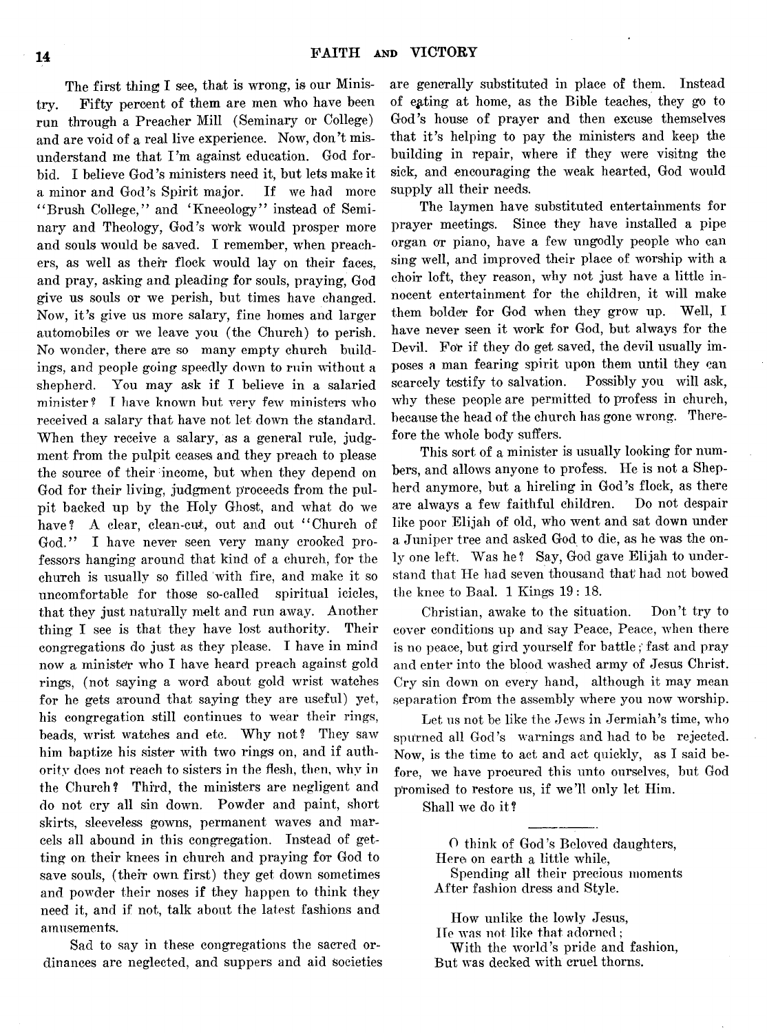The first thing I see, that is wrong, is our Ministry. Fifty percent of them are men who have been run through a Preacher Mill (Seminary or College) and are void of a real live experience. Now, don't misunderstand me that I'm against education. God forbid. I believe God's ministers need it, but lets make it a minor and God's Spirit major. If we had more "Brush College," and 'Kneeology" instead of Seminary and Theology, God's work would prosper more and souls would be saved. I remember, when preachers, as well as their flock would lay on their faces, and pray, asking and pleading for souls, praying, God give us souls or we perish, but times have changed. Now, it's give us more salary, fine homes and larger automobiles or we leave you (the Church) to perish. No wonder, there are so many empty church buildings, and people going speedly down to ruin without a shepherd. You may ask if I believe in a salaried minister? I have known but very few ministers who received a salary that have not let down the standard. When they receive a salary, as a general rule, judgment from the pulpit ceases and they preach to please the source of their income, but when they depend on God for their living, judgment proceeds from the pulpit backed up by the Holy Ghost, and what do we have? A clear, clean-cut, out and out "Church of God." I have never seen very many crooked professors hanging around that kind of a church, for the church is usually so filled with fire, and make it so uncomfortable for those so-called spiritual icicles, that they just naturally melt and run away. Another thing I see is that they have lost authority. Their congregations do just as they please. I have in mind now a minister who I have heard preach against gold rings, (not saying a word about gold wrist watches for he gets around that saying they are useful) yet, his congregation still continues to wear their rings, beads, wrist watches and etc. Why not? They saw him baptize his sister with two rings on, and if authority does not reach to sisters in the flesh, then, why in the Church? Third, the ministers are negligent and do not cry all sin down. Powder and paint, short skirts, sleeveless gowns, permanent waves and marcels all abound in this congregation. Instead of getting on their knees in church and praying for God to save souls, (their own first) they get down sometimes and powder their noses if they happen to think they need it, and if not, talk about the latest fashions and amusements.

Sad to say in these congregations the sacred ordinances are neglected, and suppers and aid societies are generally substituted in place of them. Instead of eating at home, as the Bible teaches, they go to God's house of prayer and then excuse themselves that it's helping to pay the ministers and keep the building in repair, where if they were visitng the sick, and encouraging the weak hearted, God would supply all their needs.

The laymen have substituted entertainments for prayer meetings. Since they have installed a pipe organ or piano, have a few ungodly people who can sing well, and improved their place of worship with a choir loft, they reason, why not just have a little innocent entertainment for the children, it will make them bolder for God when they grow up. Well, I have never seen it work for God, but always for the Devil. For if they do get saved, the devil usually imposes a man fearing spirit upon them until they can scarcely testify to salvation. Possibly you will ask, why these people are permitted to profess in church, because the head of the church has gone wrong. Therefore the whole body suffers.

This sort of a minister is usually looking for numbers, and allows anyone to profess. He is not a Shepherd anymore, but a hireling in God's flock, as there are always a few faithful children. Do not despair like poor Elijah of old, who went and sat down under a Juniper tree and asked God to die, as he was the only one left. Was he? Say, God gave Elijah to understand that He had seven thousand that had not bowed the knee to Baal. 1 Kings 19 : 18.

Christian, awake to the situation. Don't try to cover conditions up and say Peace, Peace, when there is no peace, but gird yourself for battle; fast and pray and enter into the blood washed army of Jesus Christ. Cry sin down on every hand, although it may mean separation from the assembly where you now worship.

Let us not be like the Jews in Jermiah's time, who spurned all God's warnings and had to be rejected. Now, is the time to act and act quickly, as I said before, we have procured this unto ourselves, but God promised to restore us, if we'll only let Him.

Shall we do it?

---

O think of God's Beloved daughters,  
Here on earth a little while,  
Spending all their precious moments  
After fashion dress and Style.

How unlike the lowly Jesus,  
He was not like that adorned;  
With the world's pride and fashion,  
But was decked with cruel thorns.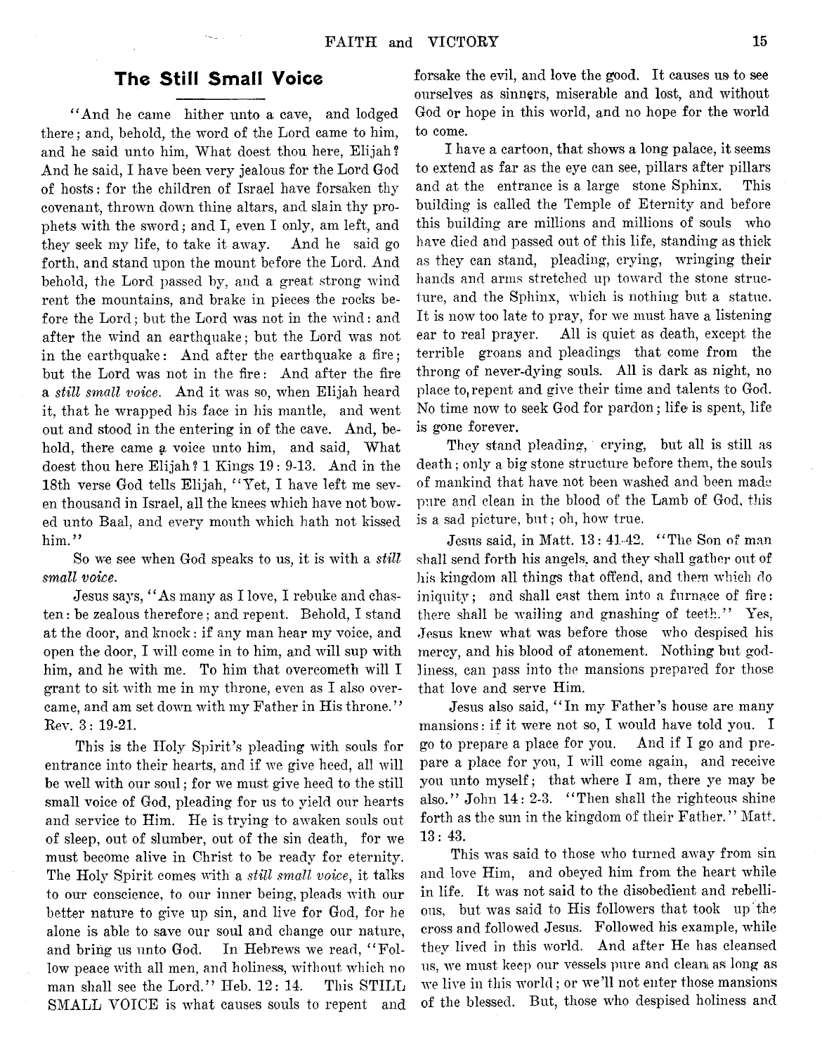## The Still Small Voice

"And he came hither unto a cave, and lodged there; and, behold, the word of the Lord came to him, and he said unto him, What doest thou here, Elijah? And he said, I have been very jealous for the Lord God of hosts: for the children of Israel have forsaken thy covenant, thrown down thine altars, and slain thy prophets with the sword; and I, even I only, am left, and they seek my life, to take it away. And he said go forth, and stand upon the mount before the Lord. And behold, the Lord passed by, and a great strong wind rent the mountains, and brake in pieces the rocks before the Lord; but the Lord was not in the wind: and after the wind an earthquake; but the Lord was not in the earthquake: And after the earthquake a fire; but the Lord was not in the fire: And after the fire a *still small voice.* And it was so, when Elijah heard it, that he wrapped his face in his mantle, and went out and stood in the entering in of the cave. And, behold, there came a voice unto him, and said, What doest thou here Elijah? 1 Kings 19: 9-13. And in the 18th verse God tells Elijah, "Yet, I have left me seven thousand in Israel, all the knees which have not bowed unto Baal, and every mouth which hath not kissed him."

So we see when God speaks to us, it is with a *still small voice.*

Jesus says, "As many as I love, I rebuke and chasten: be zealous therefore; and repent. Behold, I stand at the door, and knock: if any man hear my voice, and open the door, I will come in to him, and will sup with him, and he with me. To him that overcometh will I grant to sit with me in my throne, even as I also overcame, and am set down with my Father in His throne." Rev. 3: 19-21.

This is the Holy Spirit's pleading with souls for entrance into their hearts, and if we give heed, all will be well with our soul; for we must give heed to the still small voice of God, pleading for us to yield our hearts and service to Him. He is trying to awaken souls out of sleep, out of slumber, out of the sin death, for we must become alive in Christ to be ready for eternity. The Holy Spirit comes with a *still small voice,* it talks to our conscience, to our inner being, pleads with our better nature to give up sin, and live for God, for he alone is able to save our soul and change our nature, and bring us unto God. In Hebrews we read, "Follow peace with all men, and holiness, without which no man shall see the Lord." Heb. 12: 14. This STILL SMALL VOICE is what causes souls to repent and forsake the evil, and love the good. It causes us to see ourselves as sinners, miserable and lost, and without God or hope in this world, and no hope for the world to come.

I have a cartoon, that shows a long palace, it seems to extend as far as the eye can see, pillars after pillars and at the entrance is a large stone Sphinx. This building is called the Temple of Eternity and before this building are millions and millions of souls who have died and passed out of this life, standing as thick as they can stand, pleading, crying, wringing their hands and arms stretched up toward the stone structure, and the Sphinx, which is nothing but a statue. It is now too late to pray, for we must have a listening ear to real prayer. All is quiet as death, except the terrible groans and pleadings that come from the throng of never-dying souls. All is dark as night, no place to repent and give their time and talents to God. No time now to seek God for pardon; life is spent, life is gone forever.

They stand pleading, crying, but all is still as death; only a big stone structure before them, the souls of mankind that have not been washed and been made pure and clean in the blood of the Lamb of God, this is a sad picture, but; oh, how true.

Jesus said, in Matt. 13: 41-42. "The Son of man shall send forth his angels, and they shall gather out of his kingdom all things that offend, and them which do iniquity; and shall cast them into a furnace of fire: there shall be wailing and gnashing of teeth." Yes, Jesus knew what was before those who despised his mercy, and his blood of atonement. Nothing but godliness, can pass into the mansions prepared for those that love and serve Him.

Jesus also said, "In my Father's house are many mansions: if it were not so, I would have told you. I go to prepare a place for you. And if I go and prepare a place for you, I will come again, and receive you unto myself; that where I am, there ye may be also." John 14: 2-3. "Then shall the righteous shine forth as the sun in the kingdom of their Father." Matt. 13: 43.

This was said to those who turned away from sin and love Him, and obeyed him from the heart while in life. It was not said to the disobedient and rebellious, but was said to His followers that took up the cross and followed Jesus. Followed his example, while they lived in this world. And after He has cleansed us, we must keep our vessels pure and clean as long as we live in this world; or we'll not enter those mansions of the blessed. But, those who despised holiness and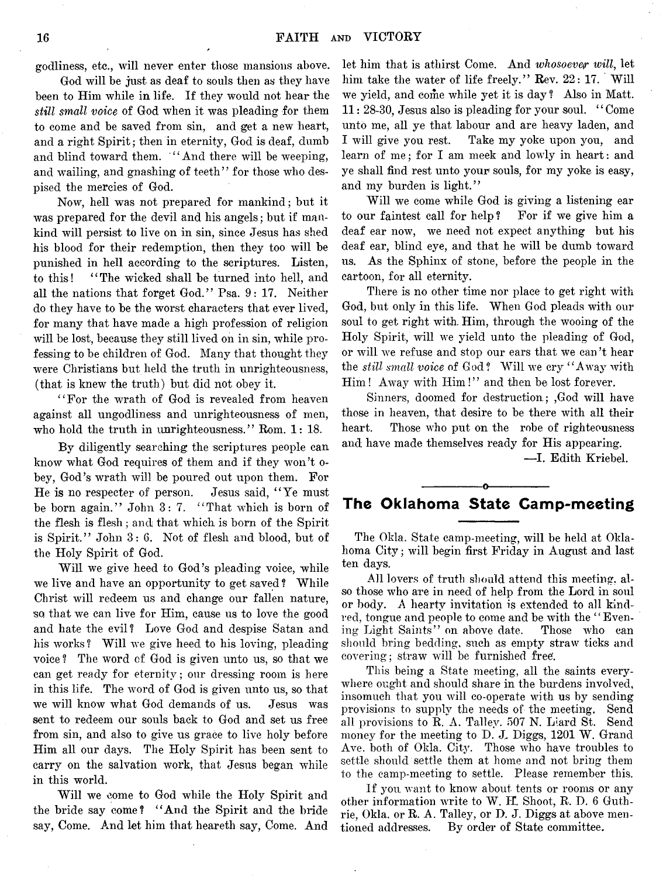godliness, etc., will never enter those mansions above.

God will be just as deaf to souls then as they have been to Him while in life. If they would not hear the *still small voice* of God when it was pleading for them to come and be saved from sin, and get a new heart, and a right Spirit; then in eternity, God is deaf, dumb and blind toward them. "And there will be weeping, and wailing, and gnashing of teeth" for those who despised the mercies of God.

Now, hell was not prepared for mankind; but it was prepared for the devil and his angels; but if mankind will persist to live on in sin, since Jesus has shed his blood for their redemption, then they too will be punished in hell according to the scriptures. Listen, to this! "The wicked shall be turned into hell, and all the nations that forget God." Psa. 9: 17. Neither do they have to be the worst characters that ever lived, for many that have made a high profession of religion will be lost, because they still lived on in sin, while professing to be children of God. Many that thought they were Christians but held the truth in unrighteousness, (that is knew the truth) but did not obey it.

"For the wrath of God is revealed from heaven against all ungodliness and unrighteousness of men, who hold the truth in unrighteousness." Rom. 1: 18.

By diligently searching the scriptures people can know what God requires of them and if they won't obey, God's wrath will be poured out upon them. For He is no respecter of person. Jesus said, "Ye must be born again." John 3: 7. "That which is born of the flesh is flesh; and that which is born of the Spirit is Spirit." John 3: 6. Not of flesh and blood, but of the Holy Spirit of God.

Will we give heed to God's pleading voice, while we live and have an opportunity to get saved? While Christ will redeem us and change our fallen nature, so that we can live for Him, cause us to love the good and hate the evil? Love God and despise Satan and his works? Will we give heed to his loving, pleading voice? The word of God is given unto us, so that we can get ready for eternity; our dressing room is here in this life. The word of God is given unto us, so that we will know what God demands of us. Jesus was sent to redeem our souls back to God and set us free from sin, and also to give us grace to live holy before Him all our days. The Holy Spirit has been sent to carry on the salvation work, that Jesus began while in this world.

Will we come to God while the Holy Spirit and the bride say come? "And the Spirit and the bride say, Come. And let him that heareth say, Come. And let him that is athirst Come. And *whosoever will*, let him take the water of life freely." Rev. 22: 17. Will we yield, and come while yet it is day? Also in Matt. 11: 28-30, Jesus also is pleading for your soul. "Come unto me, all ye that labour and are heavy laden, and I will give you rest. Take my yoke upon you, and learn of me; for I am meek and lowly in heart: and ye shall find rest unto your souls, for my yoke is easy, and my burden is light."

Will we come while God is giving a listening ear to our faintest call for help? For if we give him a deaf ear now, we need not expect anything but his deaf ear, blind eye, and that he will be dumb toward us. As the Sphinx of stone, before the people in the cartoon, for all eternity.

There is no other time nor place to get right with God, but only in this life. When God pleads with our soul to get right with Him, through the wooing of the Holy Spirit, will we yield unto the pleading of God, or will we refuse and stop our ears that we can't hear the *still small voice* of God? Will we cry "Away with Him! Away with Him!" and then be lost forever.

Sinners, doomed for destruction; ,God will have those in heaven, that desire to be there with all their heart. Those who put on the robe of righteousness and have made themselves ready for His appearing.

—I. Edith Kriebel.

## The Oklahoma State Camp-meeting

The Okla. State camp-meeting, will be held at Oklahoma City; will begin first Friday in August and last ten days.

All lovers of truth should attend this meeting, also those who are in need of help from the Lord in soul or body. A hearty invitation is extended to all kindred, tongue and people to come and be with the "Evening Light Saints" on above date. Those who can should bring bedding, such as empty straw ticks and covering; straw will be furnished free.

This being a State meeting, all the saints everywhere ought and should share in the burdens involved, insomuch that you will co-operate with us by sending provisions to supply the needs of the meeting. Send all provisions to R. A. Talley, 507 N. Liard St. Send money for the meeting to D. J. Diggs, 1201 W. Grand Ave. both of Okla. City. Those who have troubles to settle should settle them at home and not bring them to the camp-meeting to settle. Please remember this.

If you want to know about tents or rooms or any other information write to W. H. Shoot, R. D. 6 Guthrie, Okla. or R. A. Talley, or D. J. Diggs at above mentioned addresses. By order of State committee.